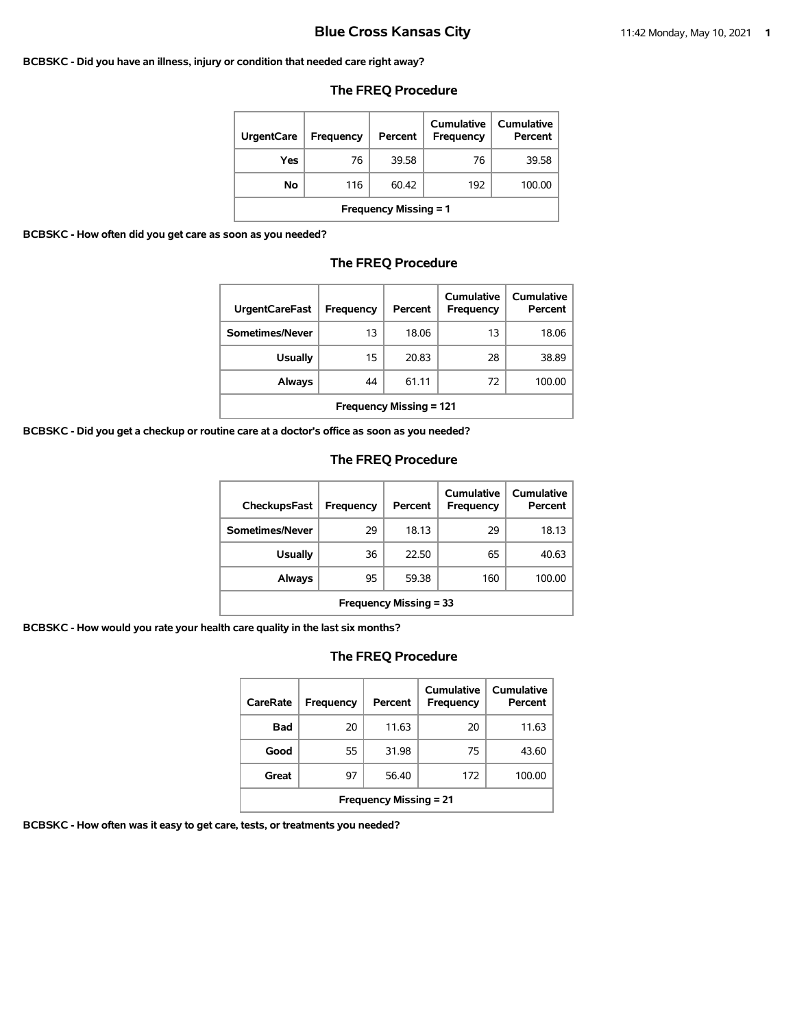# Blue Cross Kansas City

**BCBSKC - Did you have an illness, injury or condition that needed care right away?**

## The FREQ Procedure

| UrgentCare | Frequency | Percent | Cumulative Frequency | Cumulative Percent |
|---|---|---|---|---|
| Yes | 76 | 39.58 | 76 | 39.58 |
| No | 116 | 60.42 | 192 | 100.00 |
| Frequency Missing = 1 | | | | |

**BCBSKC - How often did you get care as soon as you needed?**

## The FREQ Procedure

| UrgentCareFast | Frequency | Percent | Cumulative Frequency | Cumulative Percent |
|---|---|---|---|---|
| Sometimes/Never | 13 | 18.06 | 13 | 18.06 |
| Usually | 15 | 20.83 | 28 | 38.89 |
| Always | 44 | 61.11 | 72 | 100.00 |
| Frequency Missing = 121 | | | | |

**BCBSKC - Did you get a checkup or routine care at a doctor's office as soon as you needed?**

## The FREQ Procedure

| CheckupsFast | Frequency | Percent | Cumulative Frequency | Cumulative Percent |
|---|---|---|---|---|
| Sometimes/Never | 29 | 18.13 | 29 | 18.13 |
| Usually | 36 | 22.50 | 65 | 40.63 |
| Always | 95 | 59.38 | 160 | 100.00 |
| Frequency Missing = 33 | | | | |

**BCBSKC - How would you rate your health care quality in the last six months?**

## The FREQ Procedure

| CareRate | Frequency | Percent | Cumulative Frequency | Cumulative Percent |
|---|---|---|---|---|
| Bad | 20 | 11.63 | 20 | 11.63 |
| Good | 55 | 31.98 | 75 | 43.60 |
| Great | 97 | 56.40 | 172 | 100.00 |
| Frequency Missing = 21 | | | | |

**BCBSKC - How often was it easy to get care, tests, or treatments you needed?**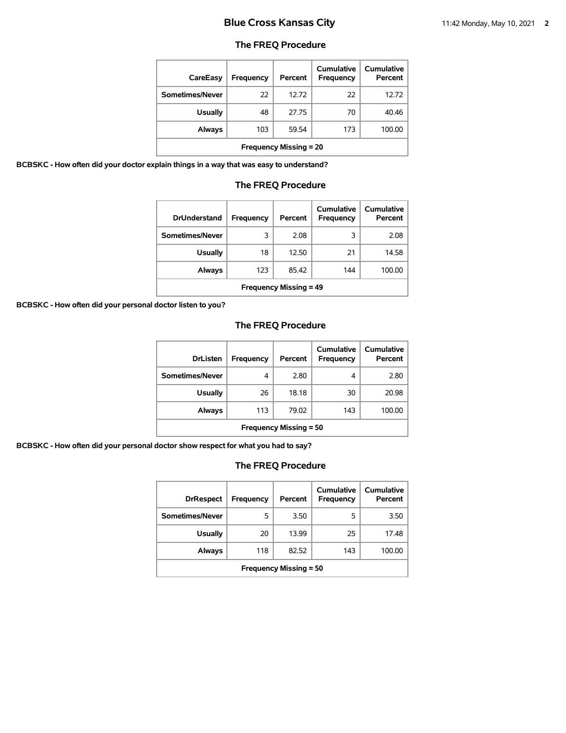## The FREQ Procedure

| CareEasy | Frequency | Percent | Cumulative Frequency | Cumulative Percent |
|---|---|---|---|---|
| Sometimes/Never | 22 | 12.72 | 22 | 12.72 |
| Usually | 48 | 27.75 | 70 | 40.46 |
| Always | 103 | 59.54 | 173 | 100.00 |
| Frequency Missing = 20 | | | | |

**BCBSKC - How often did your doctor explain things in a way that was easy to understand?**

## The FREQ Procedure

| DrUnderstand | Frequency | Percent | Cumulative Frequency | Cumulative Percent |
|---|---|---|---|---|
| Sometimes/Never | 3 | 2.08 | 3 | 2.08 |
| Usually | 18 | 12.50 | 21 | 14.58 |
| Always | 123 | 85.42 | 144 | 100.00 |
| Frequency Missing = 49 | | | | |

**BCBSKC - How often did your personal doctor listen to you?**

## The FREQ Procedure

| DrListen | Frequency | Percent | Cumulative Frequency | Cumulative Percent |
|---|---|---|---|---|
| Sometimes/Never | 4 | 2.80 | 4 | 2.80 |
| Usually | 26 | 18.18 | 30 | 20.98 |
| Always | 113 | 79.02 | 143 | 100.00 |
| Frequency Missing = 50 | | | | |

**BCBSKC - How often did your personal doctor show respect for what you had to say?**

## The FREQ Procedure

| DrRespect | Frequency | Percent | Cumulative Frequency | Cumulative Percent |
|---|---|---|---|---|
| Sometimes/Never | 5 | 3.50 | 5 | 3.50 |
| Usually | 20 | 13.99 | 25 | 17.48 |
| Always | 118 | 82.52 | 143 | 100.00 |
| Frequency Missing = 50 | | | | |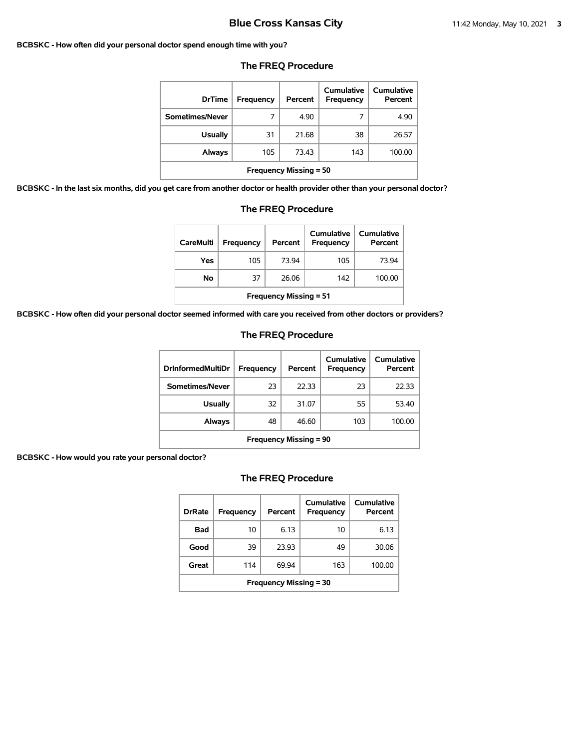**BCBSKC - How often did your personal doctor spend enough time with you?**

## The FREQ Procedure

| DrTime | Frequency | Percent | Cumulative Frequency | Cumulative Percent |
|---|---|---|---|---|
| Sometimes/Never | 7 | 4.90 | 7 | 4.90 |
| Usually | 31 | 21.68 | 38 | 26.57 |
| Always | 105 | 73.43 | 143 | 100.00 |
| Frequency Missing = 50 | | | | |

**BCBSKC - In the last six months, did you get care from another doctor or health provider other than your personal doctor?**

## The FREQ Procedure

| CareMulti | Frequency | Percent | Cumulative Frequency | Cumulative Percent |
|---|---|---|---|---|
| Yes | 105 | 73.94 | 105 | 73.94 |
| No | 37 | 26.06 | 142 | 100.00 |
| Frequency Missing = 51 | | | | |

**BCBSKC - How often did your personal doctor seemed informed with care you received from other doctors or providers?**

## The FREQ Procedure

| DrInformedMultiDr | Frequency | Percent | Cumulative Frequency | Cumulative Percent |
|---|---|---|---|---|
| Sometimes/Never | 23 | 22.33 | 23 | 22.33 |
| Usually | 32 | 31.07 | 55 | 53.40 |
| Always | 48 | 46.60 | 103 | 100.00 |
| Frequency Missing = 90 | | | | |

**BCBSKC - How would you rate your personal doctor?**

## The FREQ Procedure

| DrRate | Frequency | Percent | Cumulative Frequency | Cumulative Percent |
|---|---|---|---|---|
| Bad | 10 | 6.13 | 10 | 6.13 |
| Good | 39 | 23.93 | 49 | 30.06 |
| Great | 114 | 69.94 | 163 | 100.00 |
| Frequency Missing = 30 | | | | |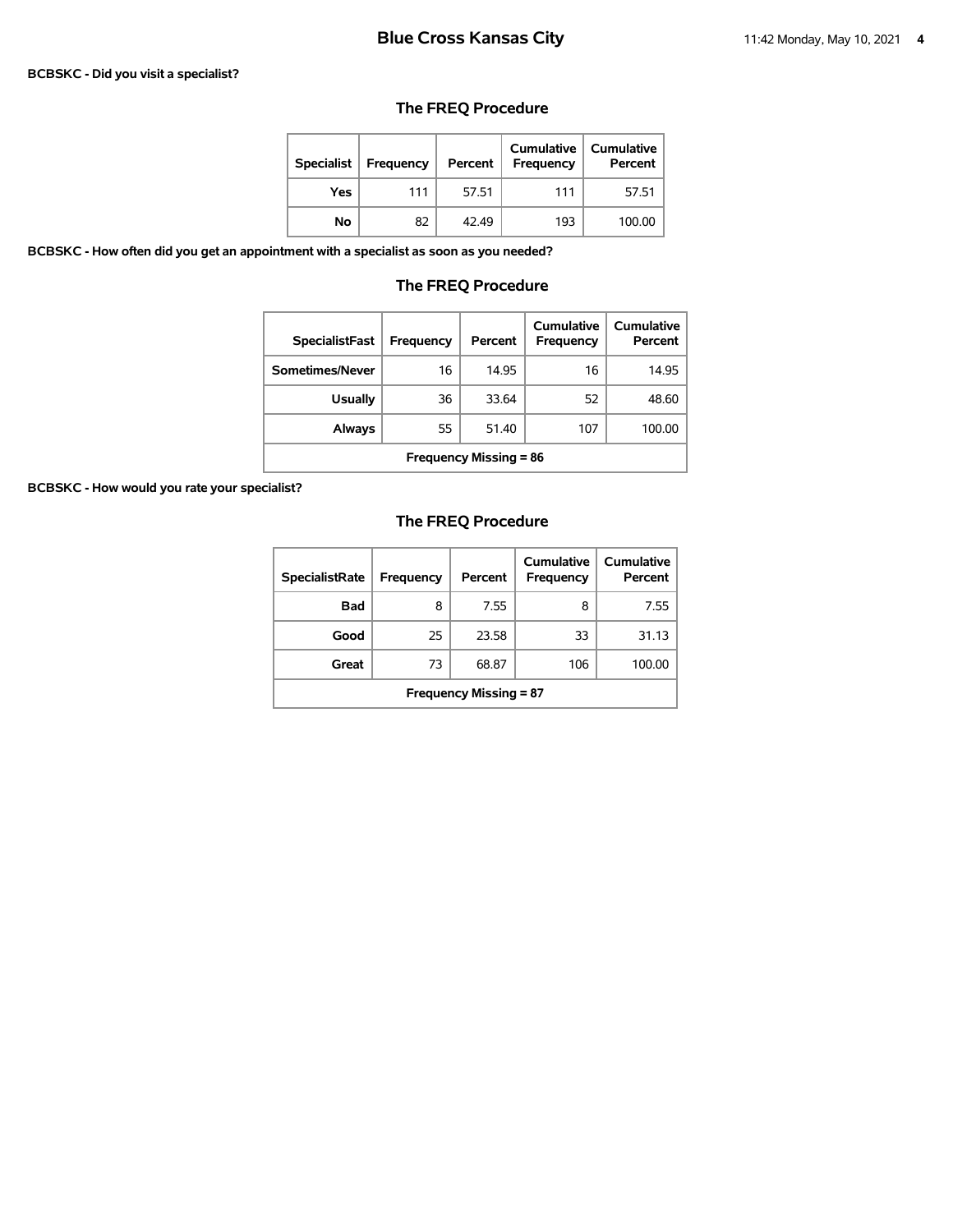**BCBSKC - Did you visit a specialist?**

## The FREQ Procedure

| Specialist | Frequency | Percent | Cumulative Frequency | Cumulative Percent |
|---|---|---|---|---|
| Yes | 111 | 57.51 | 111 | 57.51 |
| No | 82 | 42.49 | 193 | 100.00 |

**BCBSKC - How often did you get an appointment with a specialist as soon as you needed?**

## The FREQ Procedure

| SpecialistFast | Frequency | Percent | Cumulative Frequency | Cumulative Percent |
|---|---|---|---|---|
| Sometimes/Never | 16 | 14.95 | 16 | 14.95 |
| Usually | 36 | 33.64 | 52 | 48.60 |
| Always | 55 | 51.40 | 107 | 100.00 |
| Frequency Missing = 86 | | | | |

**BCBSKC - How would you rate your specialist?**

## The FREQ Procedure

| SpecialistRate | Frequency | Percent | Cumulative Frequency | Cumulative Percent |
|---|---|---|---|---|
| Bad | 8 | 7.55 | 8 | 7.55 |
| Good | 25 | 23.58 | 33 | 31.13 |
| Great | 73 | 68.87 | 106 | 100.00 |
| Frequency Missing = 87 | | | | |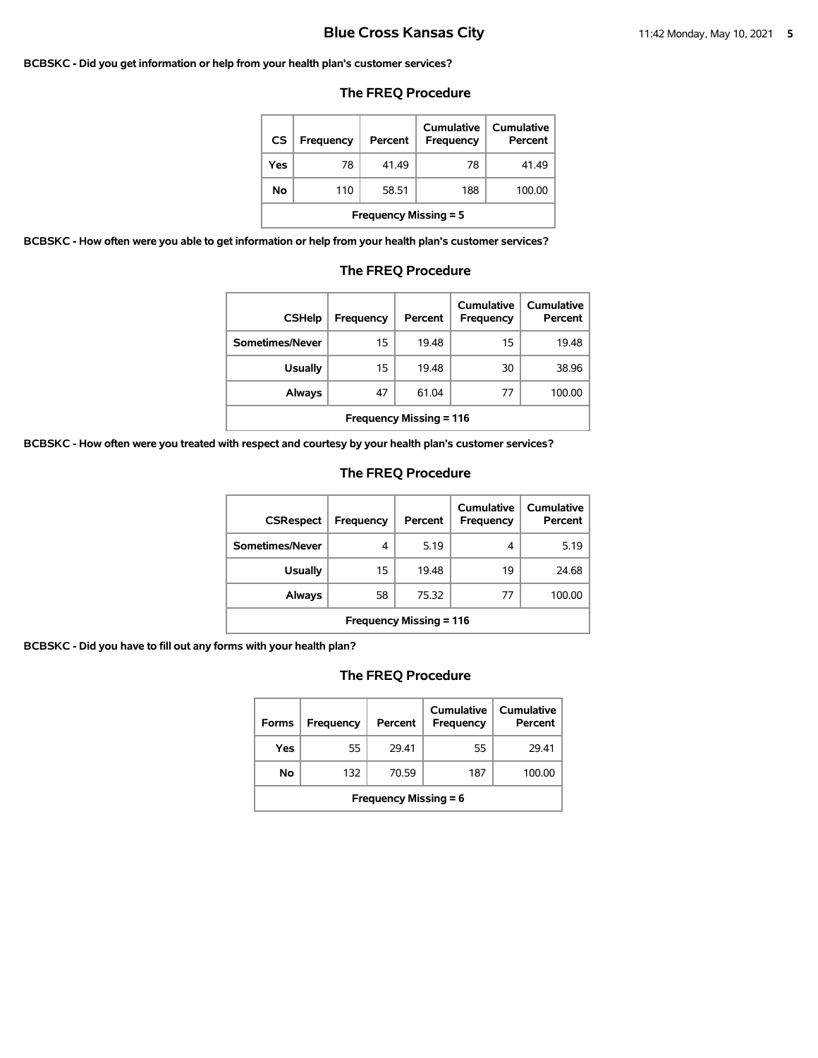**BCBSKC - Did you get information or help from your health plan's customer services?**

### The FREQ Procedure

| CS | Frequency | Percent | Cumulative Frequency | Cumulative Percent |
|---|---|---|---|---|
| Yes | 78 | 41.49 | 78 | 41.49 |
| No | 110 | 58.51 | 188 | 100.00 |
| Frequency Missing = 5 | | | | |

**BCBSKC - How often were you able to get information or help from your health plan's customer services?**

### The FREQ Procedure

| CSHelp | Frequency | Percent | Cumulative Frequency | Cumulative Percent |
|---|---|---|---|---|
| Sometimes/Never | 15 | 19.48 | 15 | 19.48 |
| Usually | 15 | 19.48 | 30 | 38.96 |
| Always | 47 | 61.04 | 77 | 100.00 |
| Frequency Missing = 116 | | | | |

**BCBSKC - How often were you treated with respect and courtesy by your health plan's customer services?**

### The FREQ Procedure

| CSRespect | Frequency | Percent | Cumulative Frequency | Cumulative Percent |
|---|---|---|---|---|
| Sometimes/Never | 4 | 5.19 | 4 | 5.19 |
| Usually | 15 | 19.48 | 19 | 24.68 |
| Always | 58 | 75.32 | 77 | 100.00 |
| Frequency Missing = 116 | | | | |

**BCBSKC - Did you have to fill out any forms with your health plan?**

### The FREQ Procedure

| Forms | Frequency | Percent | Cumulative Frequency | Cumulative Percent |
|---|---|---|---|---|
| Yes | 55 | 29.41 | 55 | 29.41 |
| No | 132 | 70.59 | 187 | 100.00 |
| Frequency Missing = 6 | | | | |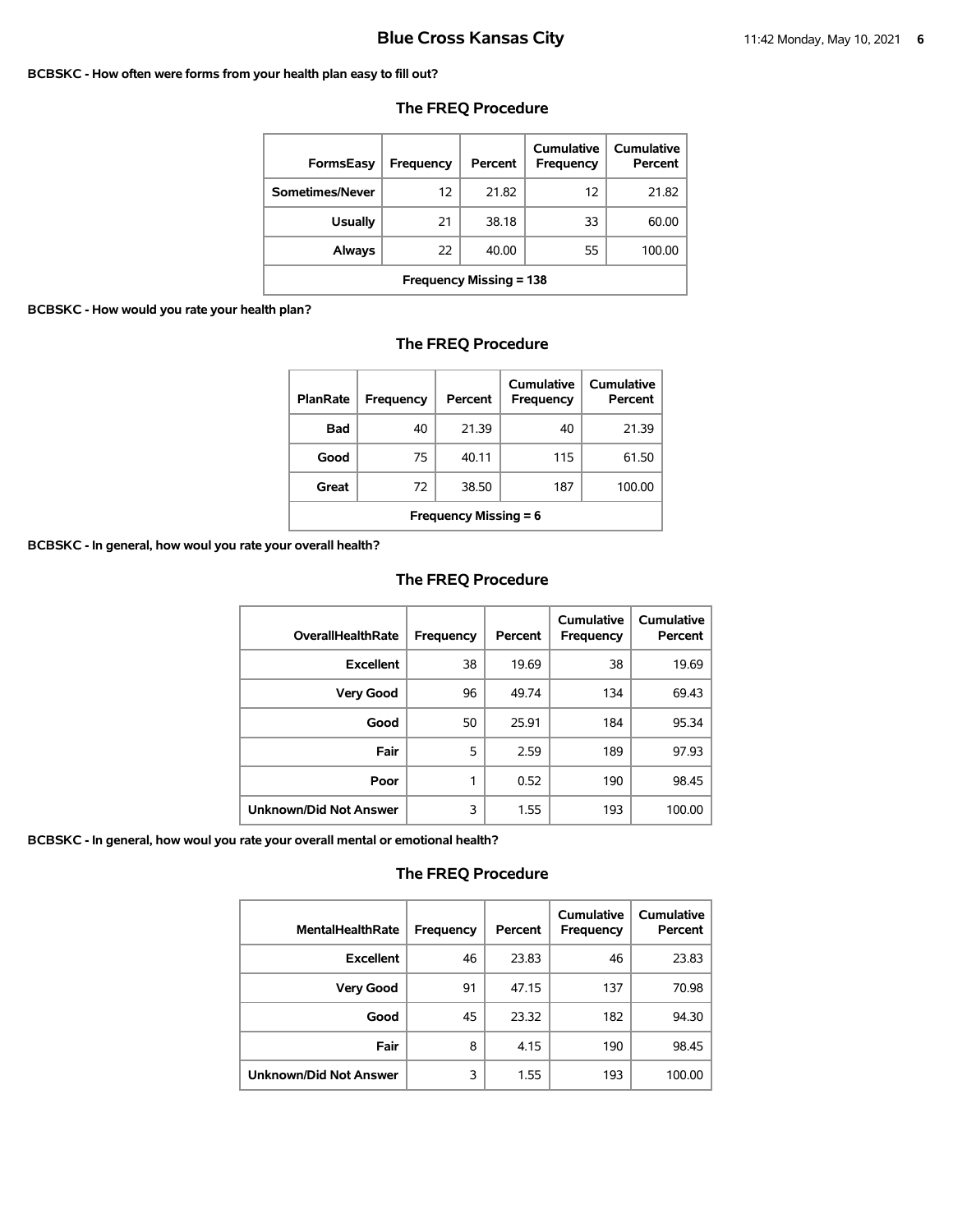**BCBSKC - How often were forms from your health plan easy to fill out?**

## The FREQ Procedure

| FormsEasy | Frequency | Percent | Cumulative Frequency | Cumulative Percent |
|---|---|---|---|---|
| Sometimes/Never | 12 | 21.82 | 12 | 21.82 |
| Usually | 21 | 38.18 | 33 | 60.00 |
| Always | 22 | 40.00 | 55 | 100.00 |
| Frequency Missing = 138 | | | | |

**BCBSKC - How would you rate your health plan?**

## The FREQ Procedure

| PlanRate | Frequency | Percent | Cumulative Frequency | Cumulative Percent |
|---|---|---|---|---|
| Bad | 40 | 21.39 | 40 | 21.39 |
| Good | 75 | 40.11 | 115 | 61.50 |
| Great | 72 | 38.50 | 187 | 100.00 |
| Frequency Missing = 6 | | | | |

**BCBSKC - In general, how woul you rate your overall health?**

## The FREQ Procedure

| OverallHealthRate | Frequency | Percent | Cumulative Frequency | Cumulative Percent |
|---|---|---|---|---|
| Excellent | 38 | 19.69 | 38 | 19.69 |
| Very Good | 96 | 49.74 | 134 | 69.43 |
| Good | 50 | 25.91 | 184 | 95.34 |
| Fair | 5 | 2.59 | 189 | 97.93 |
| Poor | 1 | 0.52 | 190 | 98.45 |
| Unknown/Did Not Answer | 3 | 1.55 | 193 | 100.00 |

**BCBSKC - In general, how woul you rate your overall mental or emotional health?**

## The FREQ Procedure

| MentalHealthRate | Frequency | Percent | Cumulative Frequency | Cumulative Percent |
|---|---|---|---|---|
| Excellent | 46 | 23.83 | 46 | 23.83 |
| Very Good | 91 | 47.15 | 137 | 70.98 |
| Good | 45 | 23.32 | 182 | 94.30 |
| Fair | 8 | 4.15 | 190 | 98.45 |
| Unknown/Did Not Answer | 3 | 1.55 | 193 | 100.00 |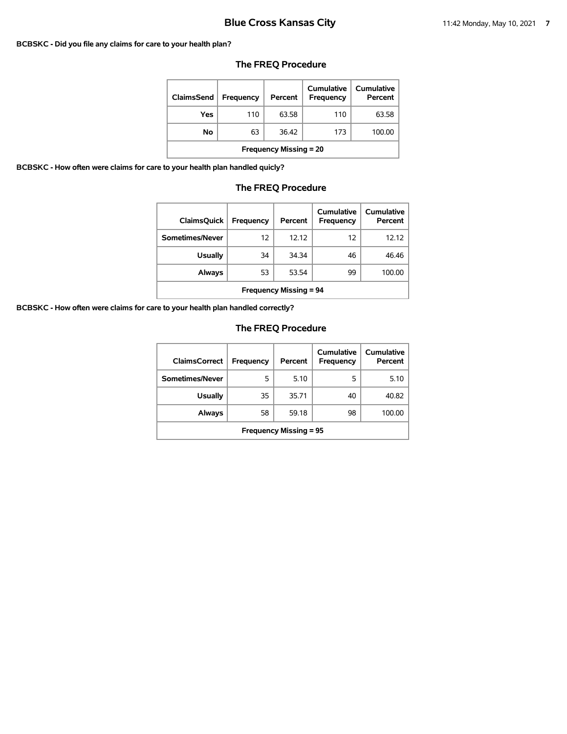**BCBSKC - Did you file any claims for care to your health plan?**

## The FREQ Procedure

| ClaimsSend | Frequency | Percent | Cumulative Frequency | Cumulative Percent |
|---|---|---|---|---|
| Yes | 110 | 63.58 | 110 | 63.58 |
| No | 63 | 36.42 | 173 | 100.00 |
| Frequency Missing = 20 | | | | |

**BCBSKC - How often were claims for care to your health plan handled quicly?**

## The FREQ Procedure

| ClaimsQuick | Frequency | Percent | Cumulative Frequency | Cumulative Percent |
|---|---|---|---|---|
| Sometimes/Never | 12 | 12.12 | 12 | 12.12 |
| Usually | 34 | 34.34 | 46 | 46.46 |
| Always | 53 | 53.54 | 99 | 100.00 |
| Frequency Missing = 94 | | | | |

**BCBSKC - How often were claims for care to your health plan handled correctly?**

## The FREQ Procedure

| ClaimsCorrect | Frequency | Percent | Cumulative Frequency | Cumulative Percent |
|---|---|---|---|---|
| Sometimes/Never | 5 | 5.10 | 5 | 5.10 |
| Usually | 35 | 35.71 | 40 | 40.82 |
| Always | 58 | 59.18 | 98 | 100.00 |
| Frequency Missing = 95 | | | | |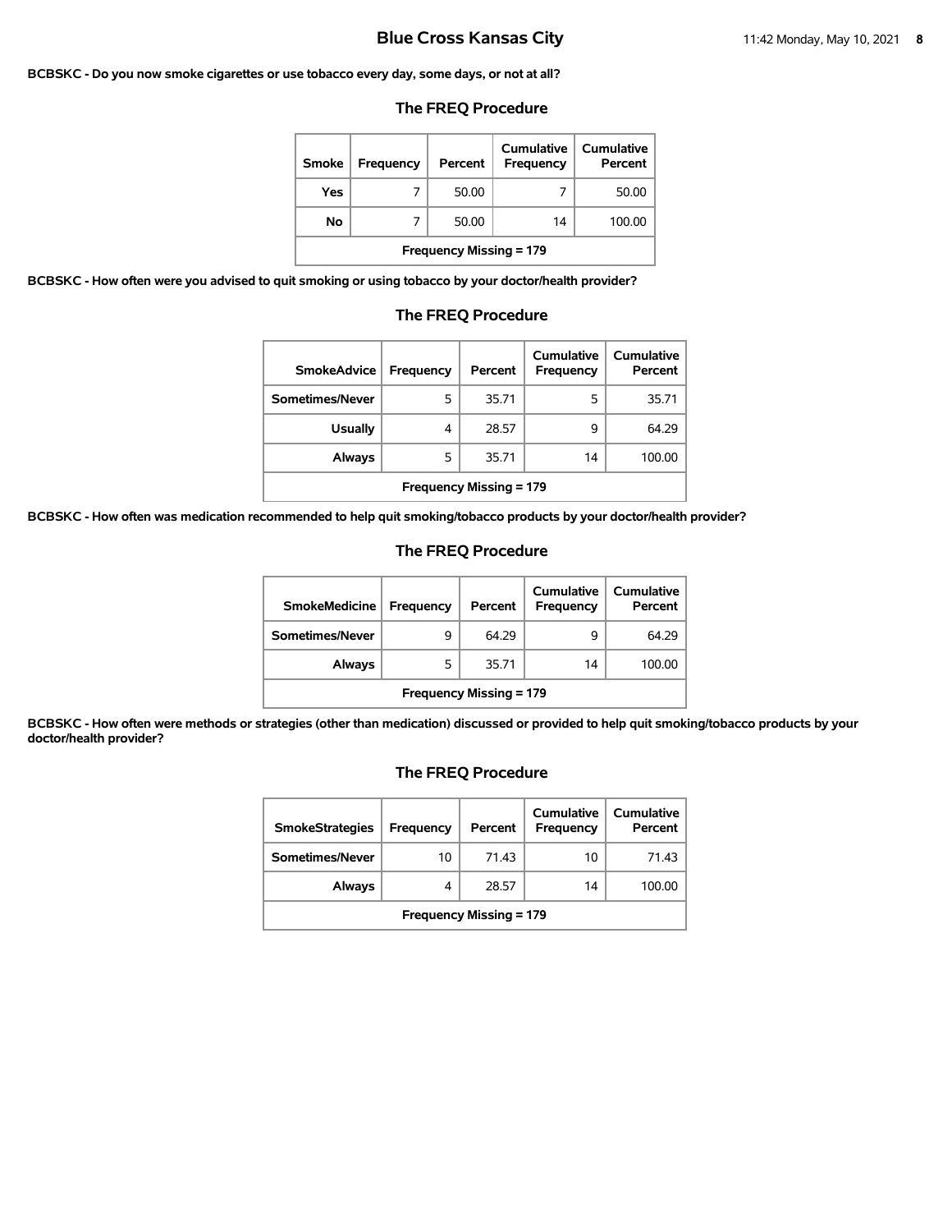**BCBSKC - Do you now smoke cigarettes or use tobacco every day, some days, or not at all?**

## The FREQ Procedure

| Smoke | Frequency | Percent | Cumulative Frequency | Cumulative Percent |
|---|---|---|---|---|
| Yes | 7 | 50.00 | 7 | 50.00 |
| No | 7 | 50.00 | 14 | 100.00 |
| Frequency Missing = 179 | | | | |

**BCBSKC - How often were you advised to quit smoking or using tobacco by your doctor/health provider?**

## The FREQ Procedure

| SmokeAdvice | Frequency | Percent | Cumulative Frequency | Cumulative Percent |
|---|---|---|---|---|
| Sometimes/Never | 5 | 35.71 | 5 | 35.71 |
| Usually | 4 | 28.57 | 9 | 64.29 |
| Always | 5 | 35.71 | 14 | 100.00 |
| Frequency Missing = 179 | | | | |

**BCBSKC - How often was medication recommended to help quit smoking/tobacco products by your doctor/health provider?**

## The FREQ Procedure

| SmokeMedicine | Frequency | Percent | Cumulative Frequency | Cumulative Percent |
|---|---|---|---|---|
| Sometimes/Never | 9 | 64.29 | 9 | 64.29 |
| Always | 5 | 35.71 | 14 | 100.00 |
| Frequency Missing = 179 | | | | |

**BCBSKC - How often were methods or strategies (other than medication) discussed or provided to help quit smoking/tobacco products by your doctor/health provider?**

## The FREQ Procedure

| SmokeStrategies | Frequency | Percent | Cumulative Frequency | Cumulative Percent |
|---|---|---|---|---|
| Sometimes/Never | 10 | 71.43 | 10 | 71.43 |
| Always | 4 | 28.57 | 14 | 100.00 |
| Frequency Missing = 179 | | | | |